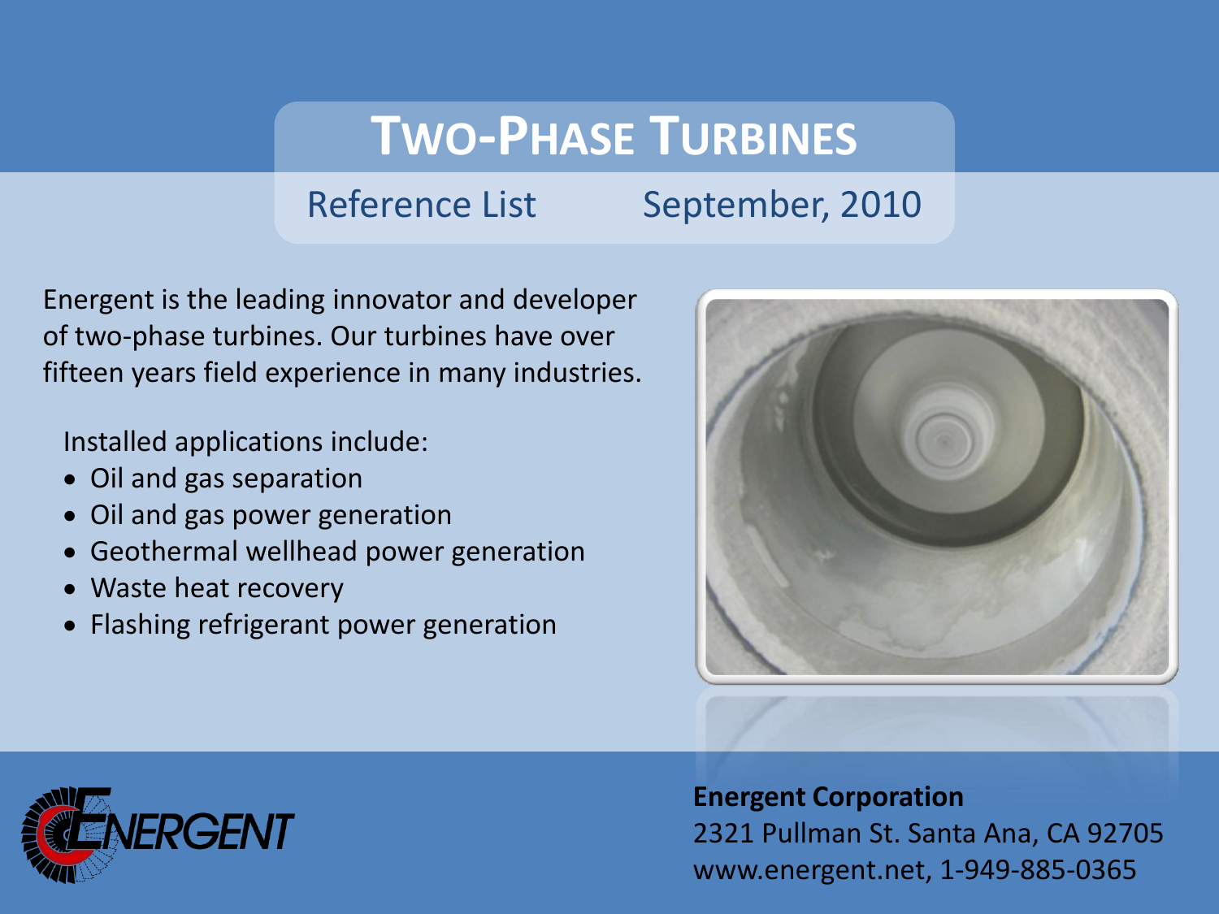# Two-Phase Turbines

Reference List September, 2010

Energent is the leading innovator and developer of two-phase turbines. Our turbines have over fifteen years field experience in many industries.

Installed applications include:

- Oil and gas separation
- Oil and gas power generation
- Geothermal wellhead power generation
- Waste heat recovery
- Flashing refrigerant power generation

**Energent Corporation**
2321 Pullman St. Santa Ana, CA 92705
www.energent.net, 1-949-885-0365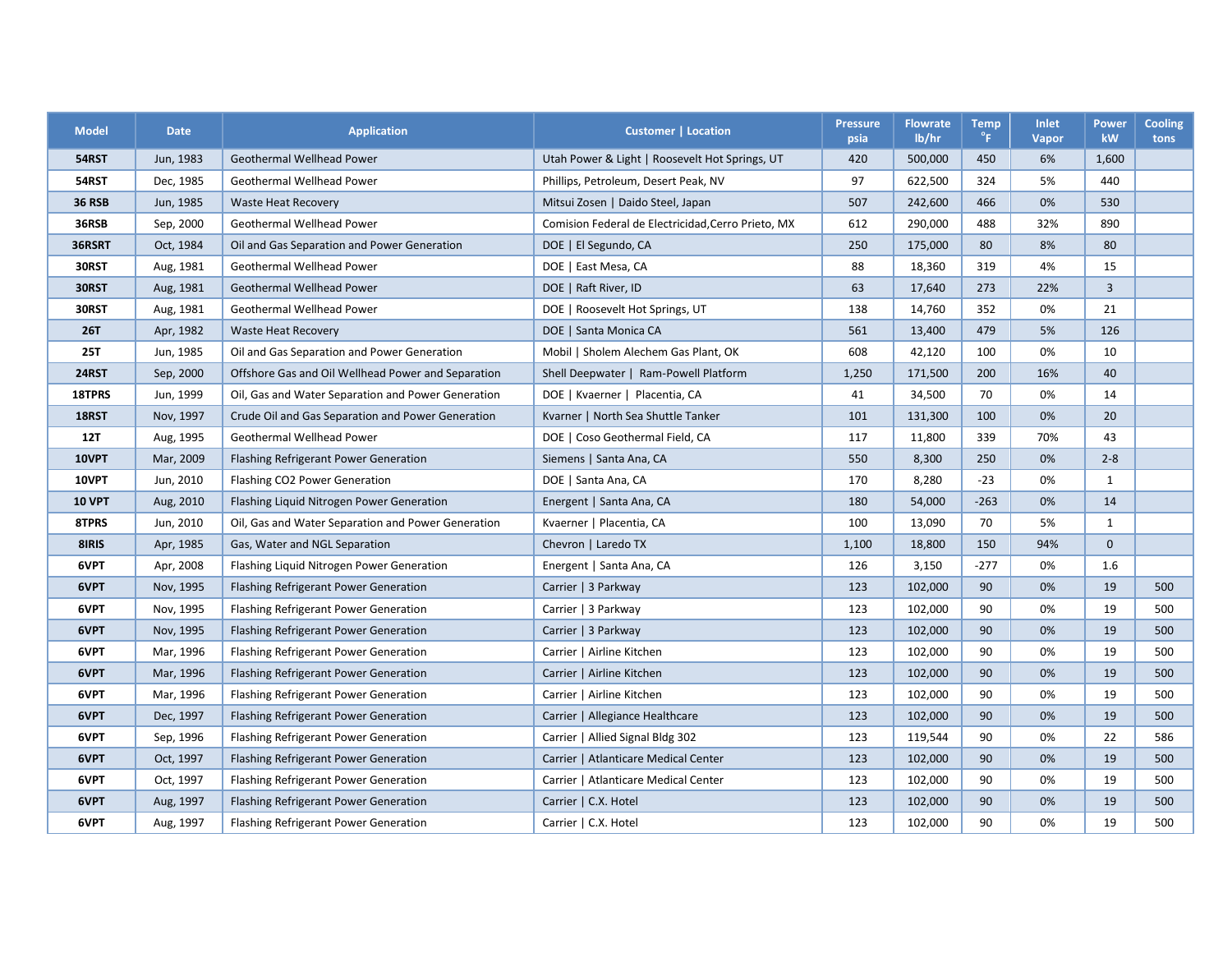| Model | Date | Application | Customer \| Location | Pressure psia | Flowrate lb/hr | Temp °F | Inlet Vapor | Power kW | Cooling tons |
|---|---|---|---|---|---|---|---|---|---|
| **54RST** | Jun, 1983 | Geothermal Wellhead Power | Utah Power & Light \| Roosevelt Hot Springs, UT | 420 | 500,000 | 450 | 6% | 1,600 | |
| **54RST** | Dec, 1985 | Geothermal Wellhead Power | Phillips, Petroleum, Desert Peak, NV | 97 | 622,500 | 324 | 5% | 440 | |
| **36 RSB** | Jun, 1985 | Waste Heat Recovery | Mitsui Zosen \| Daido Steel, Japan | 507 | 242,600 | 466 | 0% | 530 | |
| **36RSB** | Sep, 2000 | Geothermal Wellhead Power | Comision Federal de Electricidad,Cerro Prieto, MX | 612 | 290,000 | 488 | 32% | 890 | |
| **36RSRT** | Oct, 1984 | Oil and Gas Separation and Power Generation | DOE \| El Segundo, CA | 250 | 175,000 | 80 | 8% | 80 | |
| **30RST** | Aug, 1981 | Geothermal Wellhead Power | DOE \| East Mesa, CA | 88 | 18,360 | 319 | 4% | 15 | |
| **30RST** | Aug, 1981 | Geothermal Wellhead Power | DOE \| Raft River, ID | 63 | 17,640 | 273 | 22% | 3 | |
| **30RST** | Aug, 1981 | Geothermal Wellhead Power | DOE \| Roosevelt Hot Springs, UT | 138 | 14,760 | 352 | 0% | 21 | |
| **26T** | Apr, 1982 | Waste Heat Recovery | DOE \| Santa Monica CA | 561 | 13,400 | 479 | 5% | 126 | |
| **25T** | Jun, 1985 | Oil and Gas Separation and Power Generation | Mobil \| Sholem Alechem Gas Plant, OK | 608 | 42,120 | 100 | 0% | 10 | |
| **24RST** | Sep, 2000 | Offshore Gas and Oil Wellhead Power and Separation | Shell Deepwater \| Ram-Powell Platform | 1,250 | 171,500 | 200 | 16% | 40 | |
| **18TPRS** | Jun, 1999 | Oil, Gas and Water Separation and Power Generation | DOE \| Kvaerner \| Placentia, CA | 41 | 34,500 | 70 | 0% | 14 | |
| **18RST** | Nov, 1997 | Crude Oil and Gas Separation and Power Generation | Kvarner \| North Sea Shuttle Tanker | 101 | 131,300 | 100 | 0% | 20 | |
| **12T** | Aug, 1995 | Geothermal Wellhead Power | DOE \| Coso Geothermal Field, CA | 117 | 11,800 | 339 | 70% | 43 | |
| **10VPT** | Mar, 2009 | Flashing Refrigerant Power Generation | Siemens \| Santa Ana, CA | 550 | 8,300 | 250 | 0% | 2-8 | |
| **10VPT** | Jun, 2010 | Flashing CO2 Power Generation | DOE \| Santa Ana, CA | 170 | 8,280 | -23 | 0% | 1 | |
| **10 VPT** | Aug, 2010 | Flashing Liquid Nitrogen Power Generation | Energent \| Santa Ana, CA | 180 | 54,000 | -263 | 0% | 14 | |
| **8TPRS** | Jun, 2010 | Oil, Gas and Water Separation and Power Generation | Kvaerner \| Placentia, CA | 100 | 13,090 | 70 | 5% | 1 | |
| **8IRIS** | Apr, 1985 | Gas, Water and NGL Separation | Chevron \| Laredo TX | 1,100 | 18,800 | 150 | 94% | 0 | |
| **6VPT** | Apr, 2008 | Flashing Liquid Nitrogen Power Generation | Energent \| Santa Ana, CA | 126 | 3,150 | -277 | 0% | 1.6 | |
| **6VPT** | Nov, 1995 | Flashing Refrigerant Power Generation | Carrier \| 3 Parkway | 123 | 102,000 | 90 | 0% | 19 | 500 |
| **6VPT** | Nov, 1995 | Flashing Refrigerant Power Generation | Carrier \| 3 Parkway | 123 | 102,000 | 90 | 0% | 19 | 500 |
| **6VPT** | Nov, 1995 | Flashing Refrigerant Power Generation | Carrier \| 3 Parkway | 123 | 102,000 | 90 | 0% | 19 | 500 |
| **6VPT** | Mar, 1996 | Flashing Refrigerant Power Generation | Carrier \| Airline Kitchen | 123 | 102,000 | 90 | 0% | 19 | 500 |
| **6VPT** | Mar, 1996 | Flashing Refrigerant Power Generation | Carrier \| Airline Kitchen | 123 | 102,000 | 90 | 0% | 19 | 500 |
| **6VPT** | Mar, 1996 | Flashing Refrigerant Power Generation | Carrier \| Airline Kitchen | 123 | 102,000 | 90 | 0% | 19 | 500 |
| **6VPT** | Dec, 1997 | Flashing Refrigerant Power Generation | Carrier \| Allegiance Healthcare | 123 | 102,000 | 90 | 0% | 19 | 500 |
| **6VPT** | Sep, 1996 | Flashing Refrigerant Power Generation | Carrier \| Allied Signal Bldg 302 | 123 | 119,544 | 90 | 0% | 22 | 586 |
| **6VPT** | Oct, 1997 | Flashing Refrigerant Power Generation | Carrier \| Atlanticare Medical Center | 123 | 102,000 | 90 | 0% | 19 | 500 |
| **6VPT** | Oct, 1997 | Flashing Refrigerant Power Generation | Carrier \| Atlanticare Medical Center | 123 | 102,000 | 90 | 0% | 19 | 500 |
| **6VPT** | Aug, 1997 | Flashing Refrigerant Power Generation | Carrier \| C.X. Hotel | 123 | 102,000 | 90 | 0% | 19 | 500 |
| **6VPT** | Aug, 1997 | Flashing Refrigerant Power Generation | Carrier \| C.X. Hotel | 123 | 102,000 | 90 | 0% | 19 | 500 |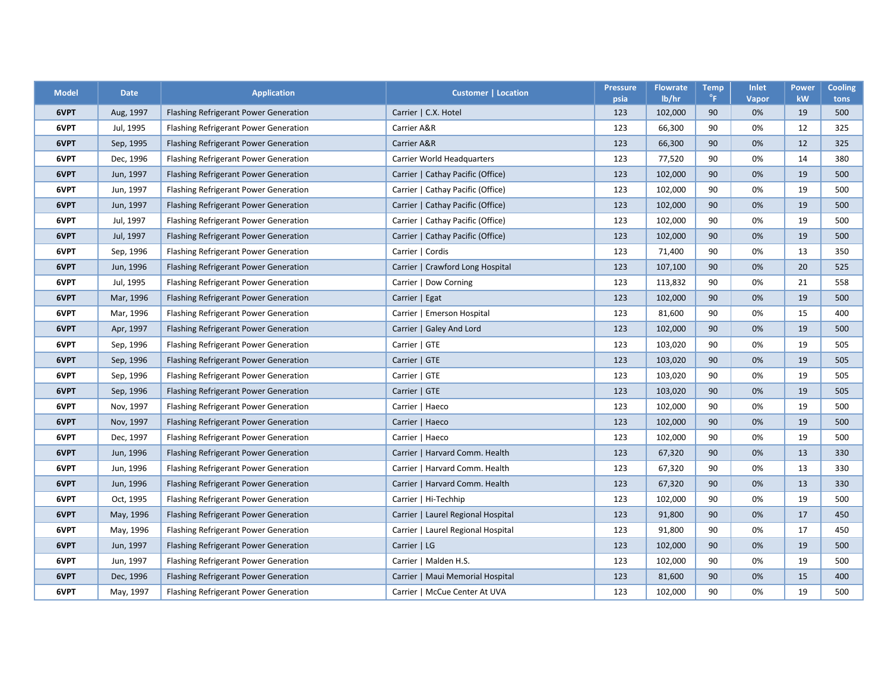| Model | Date | Application | Customer \| Location | Pressure psia | Flowrate lb/hr | Temp °F | Inlet Vapor | Power kW | Cooling tons |
|---|---|---|---|---|---|---|---|---|---|
| **6VPT** | Aug, 1997 | Flashing Refrigerant Power Generation | Carrier \| C.X. Hotel | 123 | 102,000 | 90 | 0% | 19 | 500 |
| **6VPT** | Jul, 1995 | Flashing Refrigerant Power Generation | Carrier A&R | 123 | 66,300 | 90 | 0% | 12 | 325 |
| **6VPT** | Sep, 1995 | Flashing Refrigerant Power Generation | Carrier A&R | 123 | 66,300 | 90 | 0% | 12 | 325 |
| **6VPT** | Dec, 1996 | Flashing Refrigerant Power Generation | Carrier World Headquarters | 123 | 77,520 | 90 | 0% | 14 | 380 |
| **6VPT** | Jun, 1997 | Flashing Refrigerant Power Generation | Carrier \| Cathay Pacific (Office) | 123 | 102,000 | 90 | 0% | 19 | 500 |
| **6VPT** | Jun, 1997 | Flashing Refrigerant Power Generation | Carrier \| Cathay Pacific (Office) | 123 | 102,000 | 90 | 0% | 19 | 500 |
| **6VPT** | Jun, 1997 | Flashing Refrigerant Power Generation | Carrier \| Cathay Pacific (Office) | 123 | 102,000 | 90 | 0% | 19 | 500 |
| **6VPT** | Jul, 1997 | Flashing Refrigerant Power Generation | Carrier \| Cathay Pacific (Office) | 123 | 102,000 | 90 | 0% | 19 | 500 |
| **6VPT** | Jul, 1997 | Flashing Refrigerant Power Generation | Carrier \| Cathay Pacific (Office) | 123 | 102,000 | 90 | 0% | 19 | 500 |
| **6VPT** | Sep, 1996 | Flashing Refrigerant Power Generation | Carrier \| Cordis | 123 | 71,400 | 90 | 0% | 13 | 350 |
| **6VPT** | Jun, 1996 | Flashing Refrigerant Power Generation | Carrier \| Crawford Long Hospital | 123 | 107,100 | 90 | 0% | 20 | 525 |
| **6VPT** | Jul, 1995 | Flashing Refrigerant Power Generation | Carrier \| Dow Corning | 123 | 113,832 | 90 | 0% | 21 | 558 |
| **6VPT** | Mar, 1996 | Flashing Refrigerant Power Generation | Carrier \| Egat | 123 | 102,000 | 90 | 0% | 19 | 500 |
| **6VPT** | Mar, 1996 | Flashing Refrigerant Power Generation | Carrier \| Emerson Hospital | 123 | 81,600 | 90 | 0% | 15 | 400 |
| **6VPT** | Apr, 1997 | Flashing Refrigerant Power Generation | Carrier \| Galey And Lord | 123 | 102,000 | 90 | 0% | 19 | 500 |
| **6VPT** | Sep, 1996 | Flashing Refrigerant Power Generation | Carrier \| GTE | 123 | 103,020 | 90 | 0% | 19 | 505 |
| **6VPT** | Sep, 1996 | Flashing Refrigerant Power Generation | Carrier \| GTE | 123 | 103,020 | 90 | 0% | 19 | 505 |
| **6VPT** | Sep, 1996 | Flashing Refrigerant Power Generation | Carrier \| GTE | 123 | 103,020 | 90 | 0% | 19 | 505 |
| **6VPT** | Sep, 1996 | Flashing Refrigerant Power Generation | Carrier \| GTE | 123 | 103,020 | 90 | 0% | 19 | 505 |
| **6VPT** | Nov, 1997 | Flashing Refrigerant Power Generation | Carrier \| Haeco | 123 | 102,000 | 90 | 0% | 19 | 500 |
| **6VPT** | Nov, 1997 | Flashing Refrigerant Power Generation | Carrier \| Haeco | 123 | 102,000 | 90 | 0% | 19 | 500 |
| **6VPT** | Dec, 1997 | Flashing Refrigerant Power Generation | Carrier \| Haeco | 123 | 102,000 | 90 | 0% | 19 | 500 |
| **6VPT** | Jun, 1996 | Flashing Refrigerant Power Generation | Carrier \| Harvard Comm. Health | 123 | 67,320 | 90 | 0% | 13 | 330 |
| **6VPT** | Jun, 1996 | Flashing Refrigerant Power Generation | Carrier \| Harvard Comm. Health | 123 | 67,320 | 90 | 0% | 13 | 330 |
| **6VPT** | Jun, 1996 | Flashing Refrigerant Power Generation | Carrier \| Harvard Comm. Health | 123 | 67,320 | 90 | 0% | 13 | 330 |
| **6VPT** | Oct, 1995 | Flashing Refrigerant Power Generation | Carrier \| Hi-Techhip | 123 | 102,000 | 90 | 0% | 19 | 500 |
| **6VPT** | May, 1996 | Flashing Refrigerant Power Generation | Carrier \| Laurel Regional Hospital | 123 | 91,800 | 90 | 0% | 17 | 450 |
| **6VPT** | May, 1996 | Flashing Refrigerant Power Generation | Carrier \| Laurel Regional Hospital | 123 | 91,800 | 90 | 0% | 17 | 450 |
| **6VPT** | Jun, 1997 | Flashing Refrigerant Power Generation | Carrier \| LG | 123 | 102,000 | 90 | 0% | 19 | 500 |
| **6VPT** | Jun, 1997 | Flashing Refrigerant Power Generation | Carrier \| Malden H.S. | 123 | 102,000 | 90 | 0% | 19 | 500 |
| **6VPT** | Dec, 1996 | Flashing Refrigerant Power Generation | Carrier \| Maui Memorial Hospital | 123 | 81,600 | 90 | 0% | 15 | 400 |
| **6VPT** | May, 1997 | Flashing Refrigerant Power Generation | Carrier \| McCue Center At UVA | 123 | 102,000 | 90 | 0% | 19 | 500 |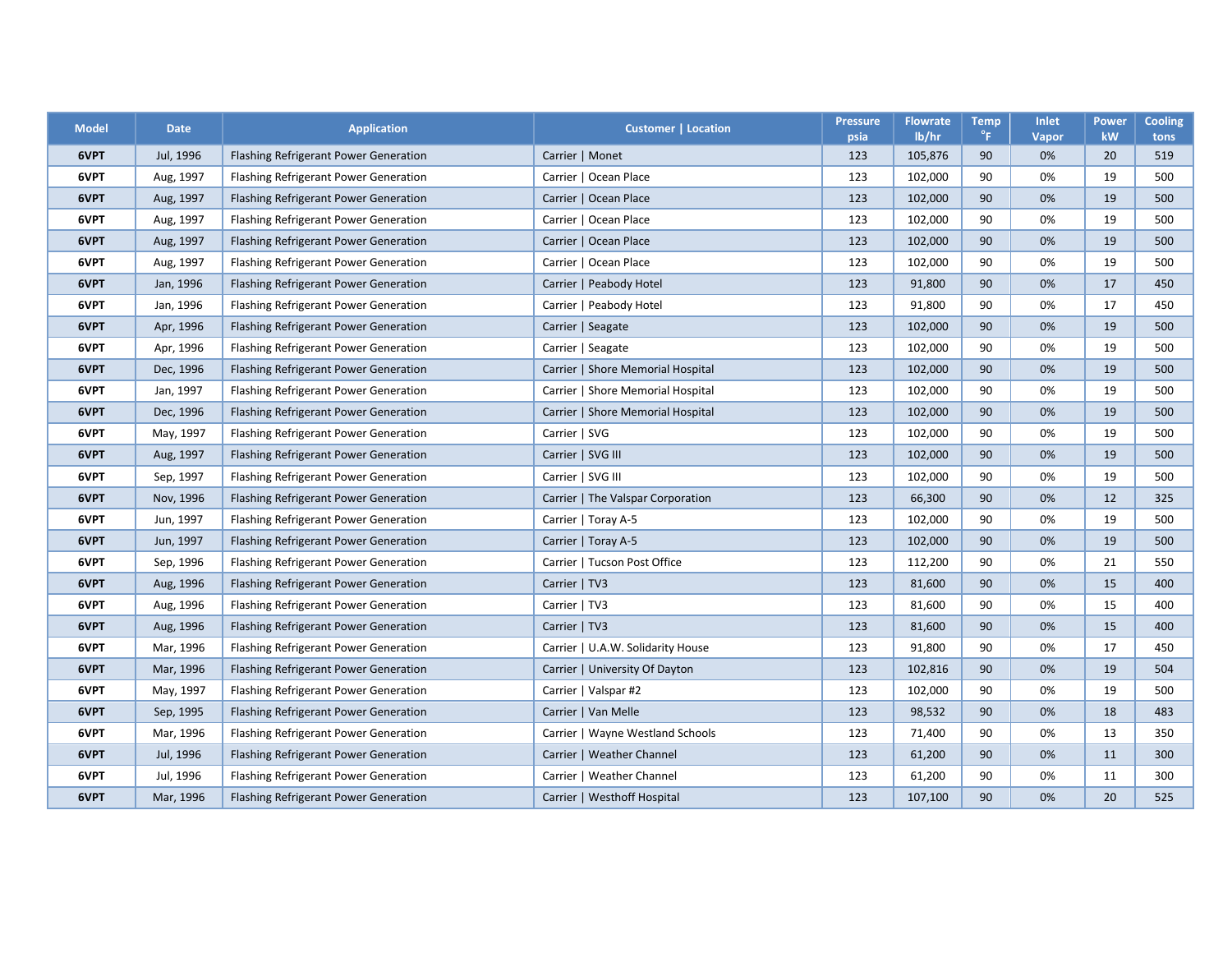| Model | Date | Application | Customer \| Location | Pressure psia | Flowrate lb/hr | Temp °F | Inlet Vapor | Power kW | Cooling tons |
|---|---|---|---|---|---|---|---|---|---|
| **6VPT** | Jul, 1996 | Flashing Refrigerant Power Generation | Carrier \| Monet | 123 | 105,876 | 90 | 0% | 20 | 519 |
| **6VPT** | Aug, 1997 | Flashing Refrigerant Power Generation | Carrier \| Ocean Place | 123 | 102,000 | 90 | 0% | 19 | 500 |
| **6VPT** | Aug, 1997 | Flashing Refrigerant Power Generation | Carrier \| Ocean Place | 123 | 102,000 | 90 | 0% | 19 | 500 |
| **6VPT** | Aug, 1997 | Flashing Refrigerant Power Generation | Carrier \| Ocean Place | 123 | 102,000 | 90 | 0% | 19 | 500 |
| **6VPT** | Aug, 1997 | Flashing Refrigerant Power Generation | Carrier \| Ocean Place | 123 | 102,000 | 90 | 0% | 19 | 500 |
| **6VPT** | Aug, 1997 | Flashing Refrigerant Power Generation | Carrier \| Ocean Place | 123 | 102,000 | 90 | 0% | 19 | 500 |
| **6VPT** | Jan, 1996 | Flashing Refrigerant Power Generation | Carrier \| Peabody Hotel | 123 | 91,800 | 90 | 0% | 17 | 450 |
| **6VPT** | Jan, 1996 | Flashing Refrigerant Power Generation | Carrier \| Peabody Hotel | 123 | 91,800 | 90 | 0% | 17 | 450 |
| **6VPT** | Apr, 1996 | Flashing Refrigerant Power Generation | Carrier \| Seagate | 123 | 102,000 | 90 | 0% | 19 | 500 |
| **6VPT** | Apr, 1996 | Flashing Refrigerant Power Generation | Carrier \| Seagate | 123 | 102,000 | 90 | 0% | 19 | 500 |
| **6VPT** | Dec, 1996 | Flashing Refrigerant Power Generation | Carrier \| Shore Memorial Hospital | 123 | 102,000 | 90 | 0% | 19 | 500 |
| **6VPT** | Jan, 1997 | Flashing Refrigerant Power Generation | Carrier \| Shore Memorial Hospital | 123 | 102,000 | 90 | 0% | 19 | 500 |
| **6VPT** | Dec, 1996 | Flashing Refrigerant Power Generation | Carrier \| Shore Memorial Hospital | 123 | 102,000 | 90 | 0% | 19 | 500 |
| **6VPT** | May, 1997 | Flashing Refrigerant Power Generation | Carrier \| SVG | 123 | 102,000 | 90 | 0% | 19 | 500 |
| **6VPT** | Aug, 1997 | Flashing Refrigerant Power Generation | Carrier \| SVG III | 123 | 102,000 | 90 | 0% | 19 | 500 |
| **6VPT** | Sep, 1997 | Flashing Refrigerant Power Generation | Carrier \| SVG III | 123 | 102,000 | 90 | 0% | 19 | 500 |
| **6VPT** | Nov, 1996 | Flashing Refrigerant Power Generation | Carrier \| The Valspar Corporation | 123 | 66,300 | 90 | 0% | 12 | 325 |
| **6VPT** | Jun, 1997 | Flashing Refrigerant Power Generation | Carrier \| Toray A-5 | 123 | 102,000 | 90 | 0% | 19 | 500 |
| **6VPT** | Jun, 1997 | Flashing Refrigerant Power Generation | Carrier \| Toray A-5 | 123 | 102,000 | 90 | 0% | 19 | 500 |
| **6VPT** | Sep, 1996 | Flashing Refrigerant Power Generation | Carrier \| Tucson Post Office | 123 | 112,200 | 90 | 0% | 21 | 550 |
| **6VPT** | Aug, 1996 | Flashing Refrigerant Power Generation | Carrier \| TV3 | 123 | 81,600 | 90 | 0% | 15 | 400 |
| **6VPT** | Aug, 1996 | Flashing Refrigerant Power Generation | Carrier \| TV3 | 123 | 81,600 | 90 | 0% | 15 | 400 |
| **6VPT** | Aug, 1996 | Flashing Refrigerant Power Generation | Carrier \| TV3 | 123 | 81,600 | 90 | 0% | 15 | 400 |
| **6VPT** | Mar, 1996 | Flashing Refrigerant Power Generation | Carrier \| U.A.W. Solidarity House | 123 | 91,800 | 90 | 0% | 17 | 450 |
| **6VPT** | Mar, 1996 | Flashing Refrigerant Power Generation | Carrier \| University Of Dayton | 123 | 102,816 | 90 | 0% | 19 | 504 |
| **6VPT** | May, 1997 | Flashing Refrigerant Power Generation | Carrier \| Valspar #2 | 123 | 102,000 | 90 | 0% | 19 | 500 |
| **6VPT** | Sep, 1995 | Flashing Refrigerant Power Generation | Carrier \| Van Melle | 123 | 98,532 | 90 | 0% | 18 | 483 |
| **6VPT** | Mar, 1996 | Flashing Refrigerant Power Generation | Carrier \| Wayne Westland Schools | 123 | 71,400 | 90 | 0% | 13 | 350 |
| **6VPT** | Jul, 1996 | Flashing Refrigerant Power Generation | Carrier \| Weather Channel | 123 | 61,200 | 90 | 0% | 11 | 300 |
| **6VPT** | Jul, 1996 | Flashing Refrigerant Power Generation | Carrier \| Weather Channel | 123 | 61,200 | 90 | 0% | 11 | 300 |
| **6VPT** | Mar, 1996 | Flashing Refrigerant Power Generation | Carrier \| Westhoff Hospital | 123 | 107,100 | 90 | 0% | 20 | 525 |